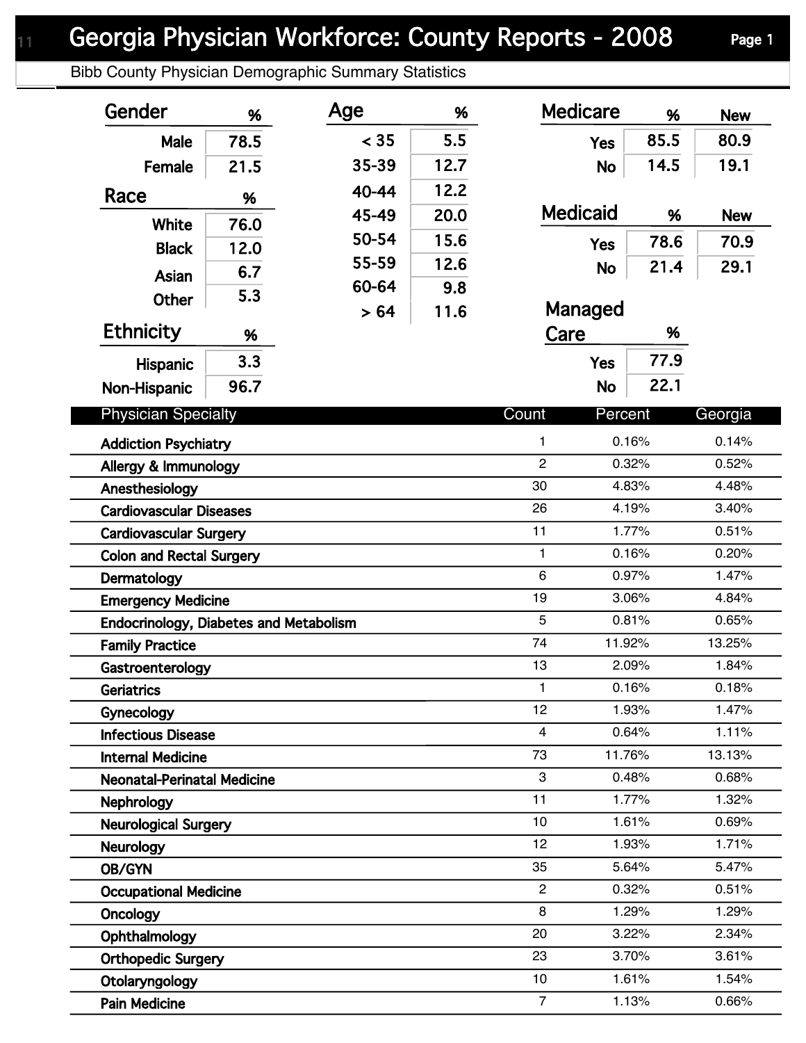# Georgia Physician Workforce: County Reports - 2008

## Bibb County Physician Demographic Summary Statistics

| Gender | % |
|---|---|
| Male | 78.5 |
| Female | 21.5 |

| Race | % |
|---|---|
| White | 76.0 |
| Black | 12.0 |
| Asian | 6.7 |
| Other | 5.3 |

| Ethnicity | % |
|---|---|
| Hispanic | 3.3 |
| Non-Hispanic | 96.7 |

| Age | % |
|---|---|
| < 35 | 5.5 |
| 35-39 | 12.7 |
| 40-44 | 12.2 |
| 45-49 | 20.0 |
| 50-54 | 15.6 |
| 55-59 | 12.6 |
| 60-64 | 9.8 |
| > 64 | 11.6 |

| Medicare | % | New |
|---|---|---|
| Yes | 85.5 | 80.9 |
| No | 14.5 | 19.1 |

| Medicaid | % | New |
|---|---|---|
| Yes | 78.6 | 70.9 |
| No | 21.4 | 29.1 |

| Managed Care | % |
|---|---|
| Yes | 77.9 |
| No | 22.1 |

| Physician Specialty | Count | Percent | Georgia |
|---|---|---|---|
| Addiction Psychiatry | 1 | 0.16% | 0.14% |
| Allergy & Immunology | 2 | 0.32% | 0.52% |
| Anesthesiology | 30 | 4.83% | 4.48% |
| Cardiovascular Diseases | 26 | 4.19% | 3.40% |
| Cardiovascular Surgery | 11 | 1.77% | 0.51% |
| Colon and Rectal Surgery | 1 | 0.16% | 0.20% |
| Dermatology | 6 | 0.97% | 1.47% |
| Emergency Medicine | 19 | 3.06% | 4.84% |
| Endocrinology, Diabetes and Metabolism | 5 | 0.81% | 0.65% |
| Family Practice | 74 | 11.92% | 13.25% |
| Gastroenterology | 13 | 2.09% | 1.84% |
| Geriatrics | 1 | 0.16% | 0.18% |
| Gynecology | 12 | 1.93% | 1.47% |
| Infectious Disease | 4 | 0.64% | 1.11% |
| Internal Medicine | 73 | 11.76% | 13.13% |
| Neonatal-Perinatal Medicine | 3 | 0.48% | 0.68% |
| Nephrology | 11 | 1.77% | 1.32% |
| Neurological Surgery | 10 | 1.61% | 0.69% |
| Neurology | 12 | 1.93% | 1.71% |
| OB/GYN | 35 | 5.64% | 5.47% |
| Occupational Medicine | 2 | 0.32% | 0.51% |
| Oncology | 8 | 1.29% | 1.29% |
| Ophthalmology | 20 | 3.22% | 2.34% |
| Orthopedic Surgery | 23 | 3.70% | 3.61% |
| Otolaryngology | 10 | 1.61% | 1.54% |
| Pain Medicine | 7 | 1.13% | 0.66% |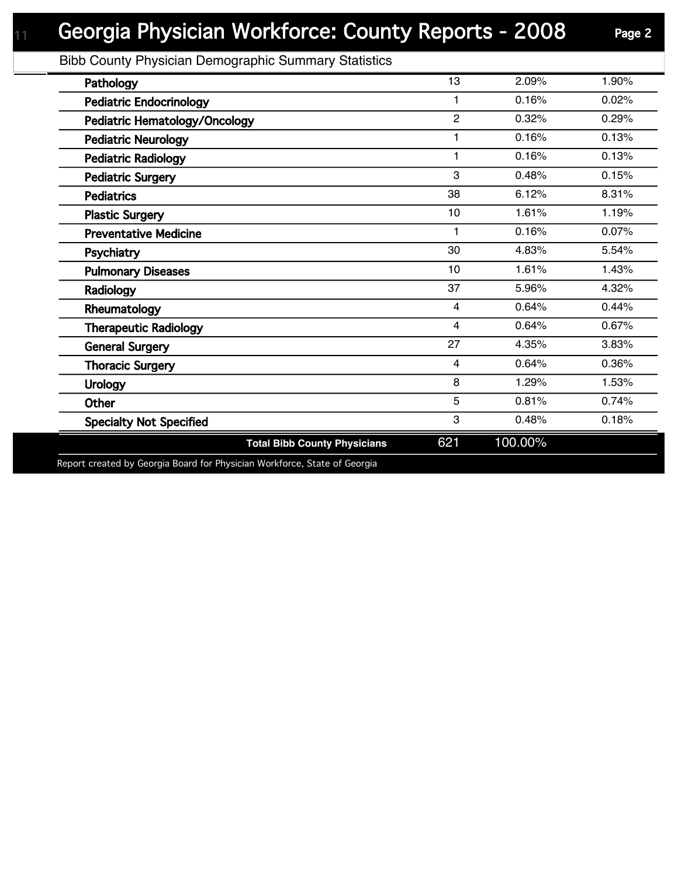# Georgia Physician Workforce: County Reports - 2008

Bibb County Physician Demographic Summary Statistics

| | | | |
|---|---|---|---|
| Pathology | 13 | 2.09% | 1.90% |
| Pediatric Endocrinology | 1 | 0.16% | 0.02% |
| Pediatric Hematology/Oncology | 2 | 0.32% | 0.29% |
| Pediatric Neurology | 1 | 0.16% | 0.13% |
| Pediatric Radiology | 1 | 0.16% | 0.13% |
| Pediatric Surgery | 3 | 0.48% | 0.15% |
| Pediatrics | 38 | 6.12% | 8.31% |
| Plastic Surgery | 10 | 1.61% | 1.19% |
| Preventative Medicine | 1 | 0.16% | 0.07% |
| Psychiatry | 30 | 4.83% | 5.54% |
| Pulmonary Diseases | 10 | 1.61% | 1.43% |
| Radiology | 37 | 5.96% | 4.32% |
| Rheumatology | 4 | 0.64% | 0.44% |
| Therapeutic Radiology | 4 | 0.64% | 0.67% |
| General Surgery | 27 | 4.35% | 3.83% |
| Thoracic Surgery | 4 | 0.64% | 0.36% |
| Urology | 8 | 1.29% | 1.53% |
| Other | 5 | 0.81% | 0.74% |
| Specialty Not Specified | 3 | 0.48% | 0.18% |
| **Total Bibb County Physicians** | 621 | 100.00% | |

Report created by Georgia Board for Physician Workforce, State of Georgia